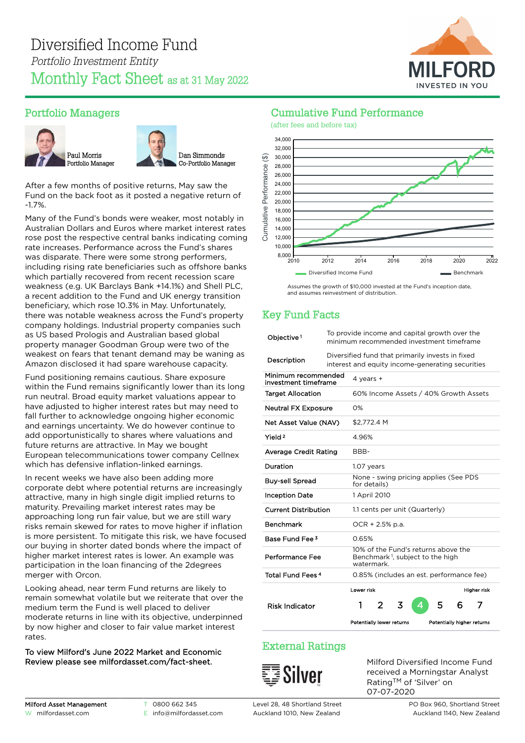# Diversified Income Fund

*Portfolio Investment Entity*

## Monthly Fact Sheet as at 31 May 2022

## Portfolio Managers

Paul Morris
Portfolio Manager

Dan Simmonds
Co-Portfolio Manager

After a few months of positive returns, May saw the Fund on the back foot as it posted a negative return of -1.7%.

Many of the Fund's bonds were weaker, most notably in Australian Dollars and Euros where market interest rates rose post the respective central banks indicating coming rate increases. Performance across the Fund's shares was disparate. There were some strong performers, including rising rate beneficiaries such as offshore banks which partially recovered from recent recession scare weakness (e.g. UK Barclays Bank +14.1%) and Shell PLC, a recent addition to the Fund and UK energy transition beneficiary, which rose 10.3% in May. Unfortunately, there was notable weakness across the Fund's property company holdings. Industrial property companies such as US based Prologis and Australian based global property manager Goodman Group were two of the weakest on fears that tenant demand may be waning as Amazon disclosed it had spare warehouse capacity.

Fund positioning remains cautious. Share exposure within the Fund remains significantly lower than its long run neutral. Broad equity market valuations appear to have adjusted to higher interest rates but may need to fall further to acknowledge ongoing higher economic and earnings uncertainty. We do however continue to add opportunistically to shares where valuations and future returns are attractive. In May we bought European telecommunications tower company Cellnex which has defensive inflation-linked earnings.

In recent weeks we have also been adding more corporate debt where potential returns are increasingly attractive, many in high single digit implied returns to maturity. Prevailing market interest rates may be approaching long run fair value, but we are still wary risks remain skewed for rates to move higher if inflation is more persistent. To mitigate this risk, we have focused our buying in shorter dated bonds where the impact of higher market interest rates is lower. An example was participation in the loan financing of the 2degrees merger with Orcon.

Looking ahead, near term Fund returns are likely to remain somewhat volatile but we reiterate that over the medium term the Fund is well placed to deliver moderate returns in line with its objective, underpinned by now higher and closer to fair value market interest rates.

**To view Milford's June 2022 Market and Economic Review please see milfordasset.com/fact-sheet.**

## Cumulative Fund Performance

(after fees and before tax)

Assumes the growth of $10,000 invested at the Fund's inception date, and assumes reinvestment of distribution.

## Key Fund Facts

| | |
|---|---|
| Objective [1] | To provide income and capital growth over the minimum recommended investment timeframe |
| Description | Diversified fund that primarily invests in fixed interest and equity income-generating securities |
| Minimum recommended investment timeframe | 4 years + |
| Target Allocation | 60% Income Assets / 40% Growth Assets |
| Neutral FX Exposure | 0% |
| Net Asset Value (NAV) | $2,772.4 M |
| Yield [2] | 4.96% |
| Average Credit Rating | BBB- |
| Duration | 1.07 years |
| Buy-sell Spread | None - swing pricing applies (See PDS for details) |
| Inception Date | 1 April 2010 |
| Current Distribution | 1.1 cents per unit (Quarterly) |
| Benchmark | OCR + 2.5% p.a. |
| Base Fund Fee [3] | 0.65% |
| Performance Fee | 10% of the Fund's returns above the Benchmark [1], subject to the high watermark. |
| Total Fund Fees [4] | 0.85% (includes an est. performance fee) |
| Risk Indicator | Lower risk / Potentially lower returns: 1 2 3 **4** 5 6 7 :Higher risk / Potentially higher returns |

## External Ratings

Milford Diversified Income Fund received a Morningstar Analyst Rating™ of 'Silver' on 07-07-2020

Milford Asset Management
W milfordasset.com
T 0800 662 345
E info@milfordasset.com
Level 28, 48 Shortland Street
Auckland 1010, New Zealand
PO Box 960, Shortland Street
Auckland 1140, New Zealand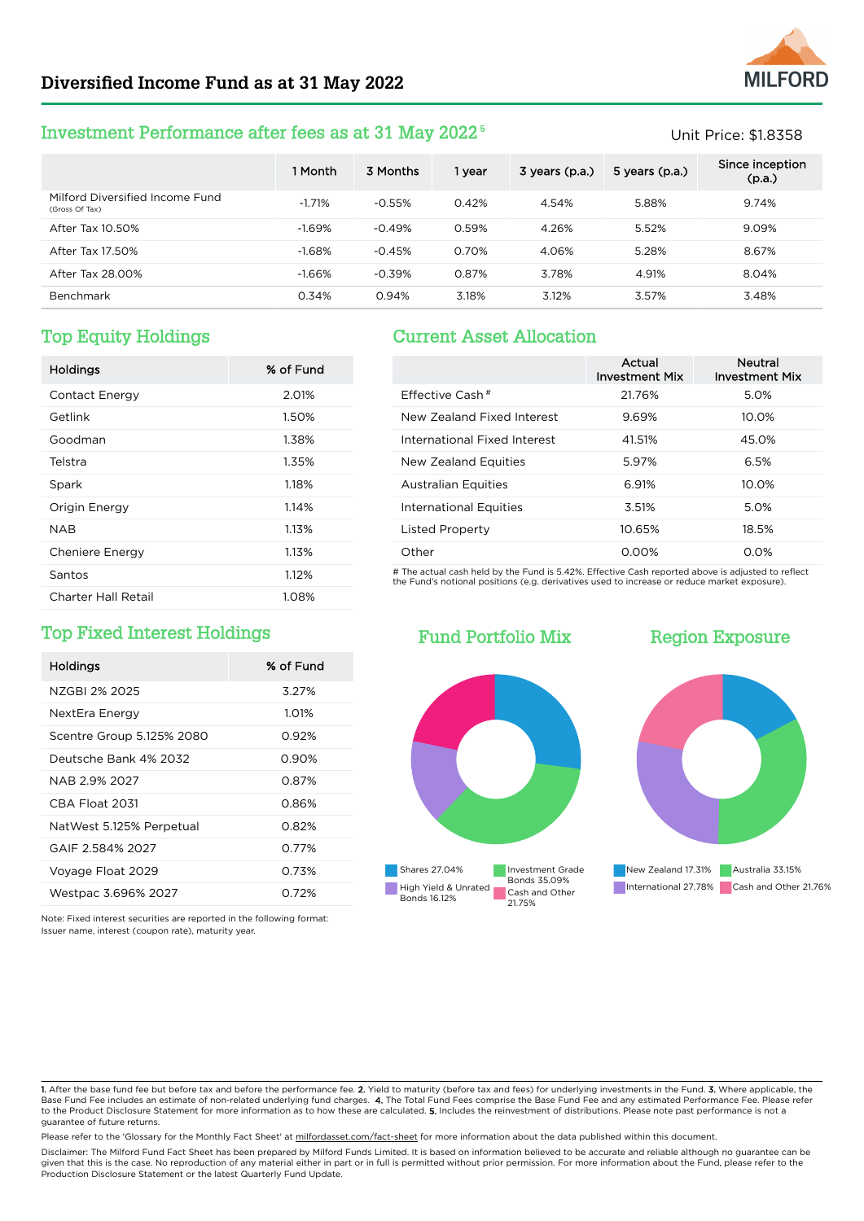# Diversified Income Fund as at 31 May 2022

## Investment Performance after fees as at 31 May 2022[5]

Unit Price: $1.8358

| | 1 Month | 3 Months | 1 year | 3 years (p.a.) | 5 years (p.a.) | Since inception (p.a.) |
|---|---|---|---|---|---|---|
| Milford Diversified Income Fund (Gross Of Tax) | -1.71% | -0.55% | 0.42% | 4.54% | 5.88% | 9.74% |
| After Tax 10.50% | -1.69% | -0.49% | 0.59% | 4.26% | 5.52% | 9.09% |
| After Tax 17.50% | -1.68% | -0.45% | 0.70% | 4.06% | 5.28% | 8.67% |
| After Tax 28.00% | -1.66% | -0.39% | 0.87% | 3.78% | 4.91% | 8.04% |
| Benchmark | 0.34% | 0.94% | 3.18% | 3.12% | 3.57% | 3.48% |

## Top Equity Holdings

| Holdings | % of Fund |
|---|---|
| Contact Energy | 2.01% |
| Getlink | 1.50% |
| Goodman | 1.38% |
| Telstra | 1.35% |
| Spark | 1.18% |
| Origin Energy | 1.14% |
| NAB | 1.13% |
| Cheniere Energy | 1.13% |
| Santos | 1.12% |
| Charter Hall Retail | 1.08% |

## Current Asset Allocation

| | Actual Investment Mix | Neutral Investment Mix |
|---|---|---|
| Effective Cash # | 21.76% | 5.0% |
| New Zealand Fixed Interest | 9.69% | 10.0% |
| International Fixed Interest | 41.51% | 45.0% |
| New Zealand Equities | 5.97% | 6.5% |
| Australian Equities | 6.91% | 10.0% |
| International Equities | 3.51% | 5.0% |
| Listed Property | 10.65% | 18.5% |
| Other | 0.00% | 0.0% |

# The actual cash held by the Fund is 5.42%. Effective Cash reported above is adjusted to reflect the Fund's notional positions (e.g. derivatives used to increase or reduce market exposure).

## Top Fixed Interest Holdings

| Holdings | % of Fund |
|---|---|
| NZGBI 2% 2025 | 3.27% |
| NextEra Energy | 1.01% |
| Scentre Group 5.125% 2080 | 0.92% |
| Deutsche Bank 4% 2032 | 0.90% |
| NAB 2.9% 2027 | 0.87% |
| CBA Float 2031 | 0.86% |
| NatWest 5.125% Perpetual | 0.82% |
| GAIF 2.584% 2027 | 0.77% |
| Voyage Float 2029 | 0.73% |
| Westpac 3.696% 2027 | 0.72% |

Note: Fixed interest securities are reported in the following format: Issuer name, interest (coupon rate), maturity year.

## Fund Portfolio Mix

Shares 27.04%
Investment Grade Bonds 35.09%
High Yield & Unrated Bonds 16.12%
Cash and Other 21.75%

## Region Exposure

New Zealand 17.31%
Australia 33.15%
International 27.78%
Cash and Other 21.76%

1. After the base fund fee but before tax and before the performance fee. 2. Yield to maturity (before tax and fees) for underlying investments in the Fund. 3. Where applicable, the Base Fund Fee includes an estimate of non-related underlying fund charges. 4. The Total Fund Fees comprise the Base Fund Fee and any estimated Performance Fee. Please refer to the Product Disclosure Statement for more information as to how these are calculated. 5. Includes the reinvestment of distributions. Please note past performance is not a guarantee of future returns.

Please refer to the 'Glossary for the Monthly Fact Sheet' at milfordasset.com/fact-sheet for more information about the data published within this document.

Disclaimer: The Milford Fund Fact Sheet has been prepared by Milford Funds Limited. It is based on information believed to be accurate and reliable although no guarantee can be given that this is the case. No reproduction of any material either in part or in full is permitted without prior permission. For more information about the Fund, please refer to the Production Disclosure Statement or the latest Quarterly Fund Update.